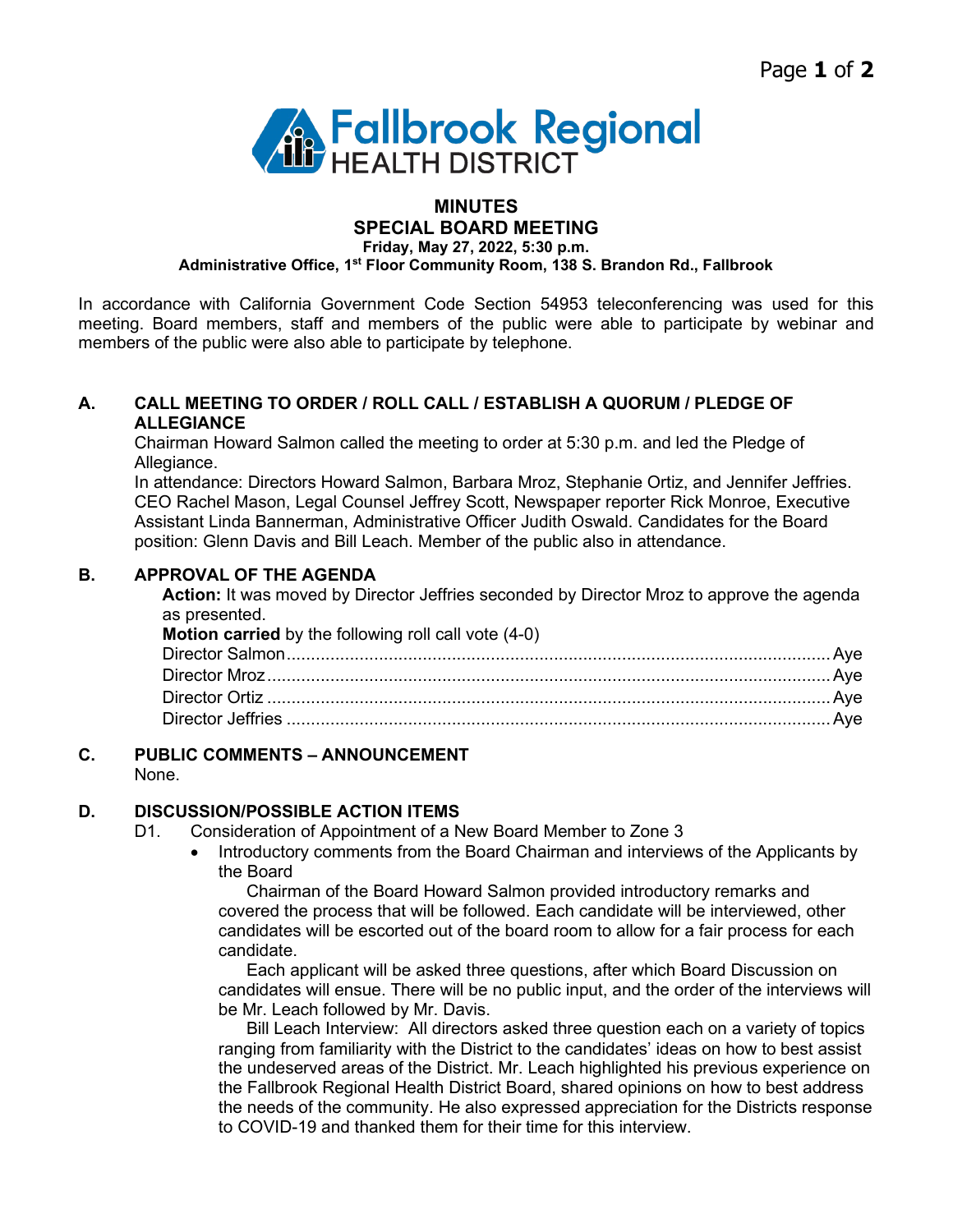Fallbrook Regional HEALTH DISTRICT

# MINUTES
## SPECIAL BOARD MEETING
**Friday, May 27, 2022, 5:30 p.m.**
**Administrative Office, 1st Floor Community Room, 138 S. Brandon Rd., Fallbrook**

In accordance with California Government Code Section 54953 teleconferencing was used for this meeting. Board members, staff and members of the public were able to participate by webinar and members of the public were also able to participate by telephone.

### A. CALL MEETING TO ORDER / ROLL CALL / ESTABLISH A QUORUM / PLEDGE OF ALLEGIANCE

Chairman Howard Salmon called the meeting to order at 5:30 p.m. and led the Pledge of Allegiance.
In attendance: Directors Howard Salmon, Barbara Mroz, Stephanie Ortiz, and Jennifer Jeffries. CEO Rachel Mason, Legal Counsel Jeffrey Scott, Newspaper reporter Rick Monroe, Executive Assistant Linda Bannerman, Administrative Officer Judith Oswald. Candidates for the Board position: Glenn Davis and Bill Leach. Member of the public also in attendance.

### B. APPROVAL OF THE AGENDA

**Action:** It was moved by Director Jeffries seconded by Director Mroz to approve the agenda as presented.
**Motion carried** by the following roll call vote (4-0)

| | |
|---|---|
| Director Salmon | Aye |
| Director Mroz | Aye |
| Director Ortiz | Aye |
| Director Jeffries | Aye |

### C. PUBLIC COMMENTS – ANNOUNCEMENT

None.

### D. DISCUSSION/POSSIBLE ACTION ITEMS

D1. Consideration of Appointment of a New Board Member to Zone 3

- Introductory comments from the Board Chairman and interviews of the Applicants by the Board

  Chairman of the Board Howard Salmon provided introductory remarks and covered the process that will be followed. Each candidate will be interviewed, other candidates will be escorted out of the board room to allow for a fair process for each candidate.

  Each applicant will be asked three questions, after which Board Discussion on candidates will ensue. There will be no public input, and the order of the interviews will be Mr. Leach followed by Mr. Davis.

  Bill Leach Interview: All directors asked three question each on a variety of topics ranging from familiarity with the District to the candidates' ideas on how to best assist the undeserved areas of the District. Mr. Leach highlighted his previous experience on the Fallbrook Regional Health District Board, shared opinions on how to best address the needs of the community. He also expressed appreciation for the Districts response to COVID-19 and thanked them for their time for this interview.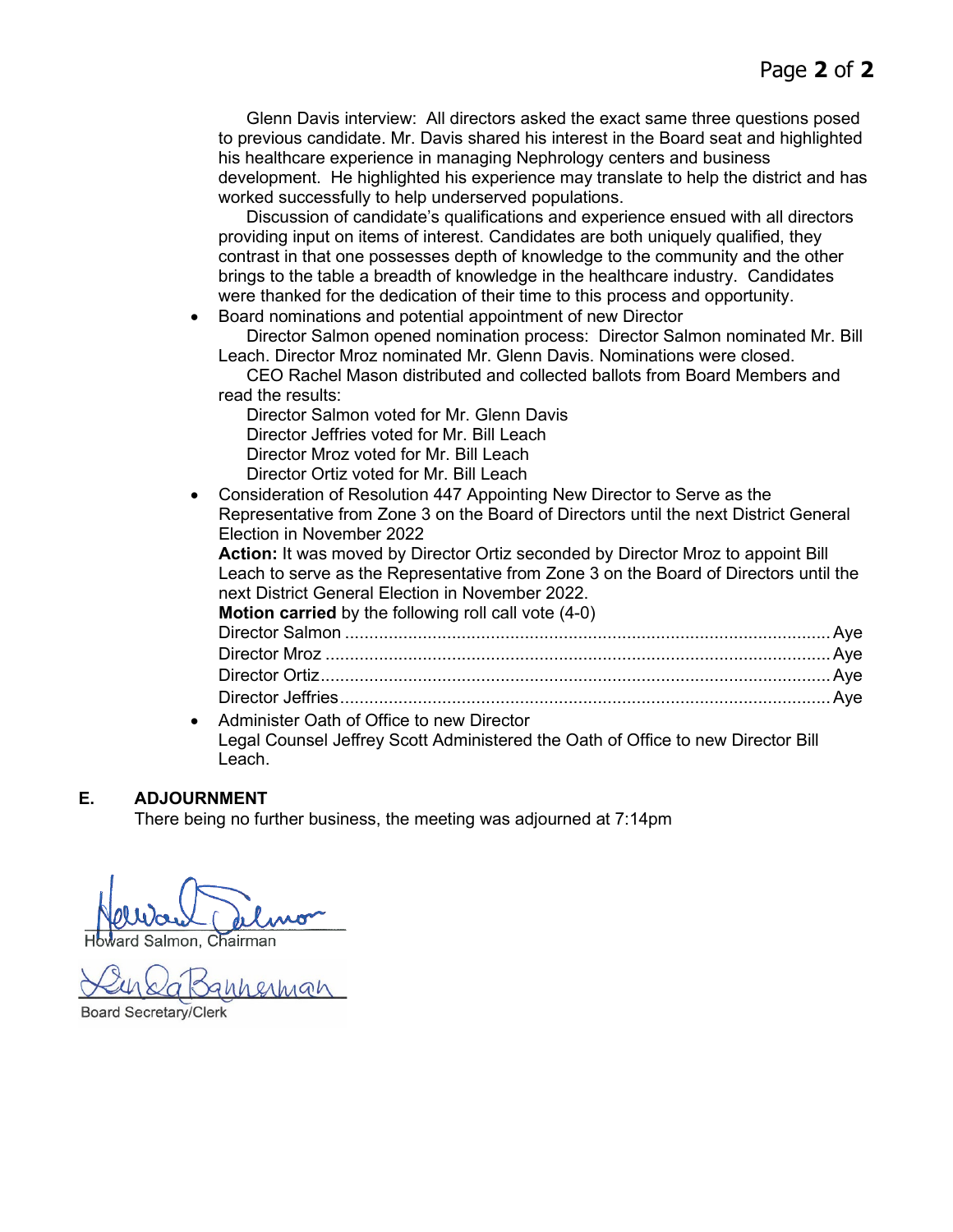Glenn Davis interview: All directors asked the exact same three questions posed to previous candidate. Mr. Davis shared his interest in the Board seat and highlighted his healthcare experience in managing Nephrology centers and business development. He highlighted his experience may translate to help the district and has worked successfully to help underserved populations.

Discussion of candidate's qualifications and experience ensued with all directors providing input on items of interest. Candidates are both uniquely qualified, they contrast in that one possesses depth of knowledge to the community and the other brings to the table a breadth of knowledge in the healthcare industry. Candidates were thanked for the dedication of their time to this process and opportunity.

- Board nominations and potential appointment of new Director

  Director Salmon opened nomination process: Director Salmon nominated Mr. Bill Leach. Director Mroz nominated Mr. Glenn Davis. Nominations were closed.

  CEO Rachel Mason distributed and collected ballots from Board Members and read the results:

  Director Salmon voted for Mr. Glenn Davis
  Director Jeffries voted for Mr. Bill Leach
  Director Mroz voted for Mr. Bill Leach
  Director Ortiz voted for Mr. Bill Leach

- Consideration of Resolution 447 Appointing New Director to Serve as the Representative from Zone 3 on the Board of Directors until the next District General Election in November 2022

  **Action:** It was moved by Director Ortiz seconded by Director Mroz to appoint Bill Leach to serve as the Representative from Zone 3 on the Board of Directors until the next District General Election in November 2022.

  **Motion carried** by the following roll call vote (4-0)

  Director Salmon .......... Aye
  Director Mroz .......... Aye
  Director Ortiz .......... Aye
  Director Jeffries .......... Aye

- Administer Oath of Office to new Director

  Legal Counsel Jeffrey Scott Administered the Oath of Office to new Director Bill Leach.

## E. ADJOURNMENT

There being no further business, the meeting was adjourned at 7:14pm

Howard Salmon, Chairman

Board Secretary/Clerk